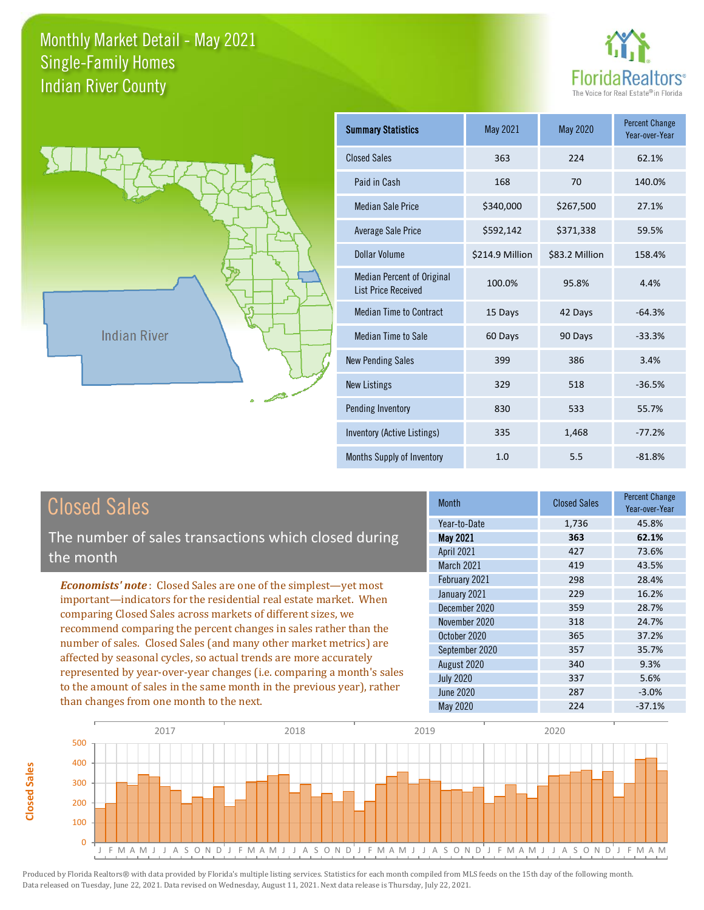# Monthly Market Detail - May 2021
## Single-Family Homes
## Indian River County

FloridaRealtors® The Voice for Real Estate® in Florida

| Summary Statistics | May 2021 | May 2020 | Percent Change Year-over-Year |
|---|---|---|---|
| Closed Sales | 363 | 224 | 62.1% |
| Paid in Cash | 168 | 70 | 140.0% |
| Median Sale Price | $340,000 | $267,500 | 27.1% |
| Average Sale Price | $592,142 | $371,338 | 59.5% |
| Dollar Volume | $214.9 Million | $83.2 Million | 158.4% |
| Median Percent of Original List Price Received | 100.0% | 95.8% | 4.4% |
| Median Time to Contract | 15 Days | 42 Days | -64.3% |
| Median Time to Sale | 60 Days | 90 Days | -33.3% |
| New Pending Sales | 399 | 386 | 3.4% |
| New Listings | 329 | 518 | -36.5% |
| Pending Inventory | 830 | 533 | 55.7% |
| Inventory (Active Listings) | 335 | 1,468 | -77.2% |
| Months Supply of Inventory | 1.0 | 5.5 | -81.8% |

## Closed Sales

The number of sales transactions which closed during the month

*Economists' note*: Closed Sales are one of the simplest—yet most important—indicators for the residential real estate market. When comparing Closed Sales across markets of different sizes, we recommend comparing the percent changes in sales rather than the number of sales. Closed Sales (and many other market metrics) are affected by seasonal cycles, so actual trends are more accurately represented by year-over-year changes (i.e. comparing a month's sales to the amount of sales in the same month in the previous year), rather than changes from one month to the next.

| Month | Closed Sales | Percent Change Year-over-Year |
|---|---|---|
| Year-to-Date | 1,736 | 45.8% |
| **May 2021** | **363** | **62.1%** |
| April 2021 | 427 | 73.6% |
| March 2021 | 419 | 43.5% |
| February 2021 | 298 | 28.4% |
| January 2021 | 229 | 16.2% |
| December 2020 | 359 | 28.7% |
| November 2020 | 318 | 24.7% |
| October 2020 | 365 | 37.2% |
| September 2020 | 357 | 35.7% |
| August 2020 | 340 | 9.3% |
| July 2020 | 337 | 5.6% |
| June 2020 | 287 | -3.0% |
| May 2020 | 224 | -37.1% |

Produced by Florida Realtors® with data provided by Florida's multiple listing services. Statistics for each month compiled from MLS feeds on the 15th day of the following month. Data released on Tuesday, June 22, 2021. Data revised on Wednesday, August 11, 2021. Next data release is Thursday, July 22, 2021.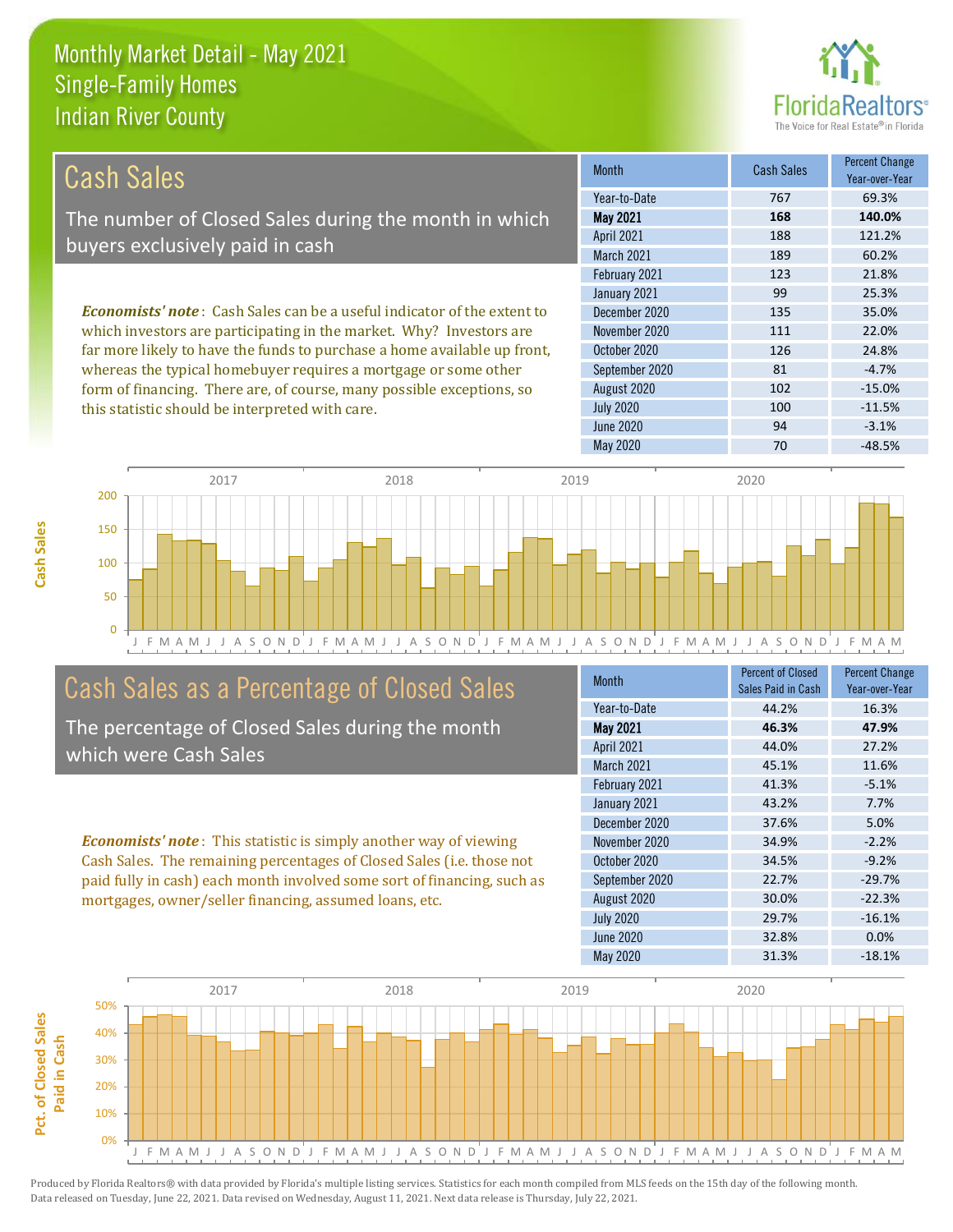# Monthly Market Detail - May 2021
## Single-Family Homes
## Indian River County

## Cash Sales

The number of Closed Sales during the month in which buyers exclusively paid in cash

*Economists' note*: Cash Sales can be a useful indicator of the extent to which investors are participating in the market. Why? Investors are far more likely to have the funds to purchase a home available up front, whereas the typical homebuyer requires a mortgage or some other form of financing. There are, of course, many possible exceptions, so this statistic should be interpreted with care.

| Month | Cash Sales | Percent Change Year-over-Year |
|---|---|---|
| Year-to-Date | 767 | 69.3% |
| **May 2021** | **168** | **140.0%** |
| April 2021 | 188 | 121.2% |
| March 2021 | 189 | 60.2% |
| February 2021 | 123 | 21.8% |
| January 2021 | 99 | 25.3% |
| December 2020 | 135 | 35.0% |
| November 2020 | 111 | 22.0% |
| October 2020 | 126 | 24.8% |
| September 2020 | 81 | -4.7% |
| August 2020 | 102 | -15.0% |
| July 2020 | 100 | -11.5% |
| June 2020 | 94 | -3.1% |
| May 2020 | 70 | -48.5% |

## Cash Sales as a Percentage of Closed Sales

The percentage of Closed Sales during the month which were Cash Sales

*Economists' note*: This statistic is simply another way of viewing Cash Sales. The remaining percentages of Closed Sales (i.e. those not paid fully in cash) each month involved some sort of financing, such as mortgages, owner/seller financing, assumed loans, etc.

| Month | Percent of Closed Sales Paid in Cash | Percent Change Year-over-Year |
|---|---|---|
| Year-to-Date | 44.2% | 16.3% |
| **May 2021** | **46.3%** | **47.9%** |
| April 2021 | 44.0% | 27.2% |
| March 2021 | 45.1% | 11.6% |
| February 2021 | 41.3% | -5.1% |
| January 2021 | 43.2% | 7.7% |
| December 2020 | 37.6% | 5.0% |
| November 2020 | 34.9% | -2.2% |
| October 2020 | 34.5% | -9.2% |
| September 2020 | 22.7% | -29.7% |
| August 2020 | 30.0% | -22.3% |
| July 2020 | 29.7% | -16.1% |
| June 2020 | 32.8% | 0.0% |
| May 2020 | 31.3% | -18.1% |

Produced by Florida Realtors® with data provided by Florida's multiple listing services. Statistics for each month compiled from MLS feeds on the 15th day of the following month. Data released on Tuesday, June 22, 2021. Data revised on Wednesday, August 11, 2021. Next data release is Thursday, July 22, 2021.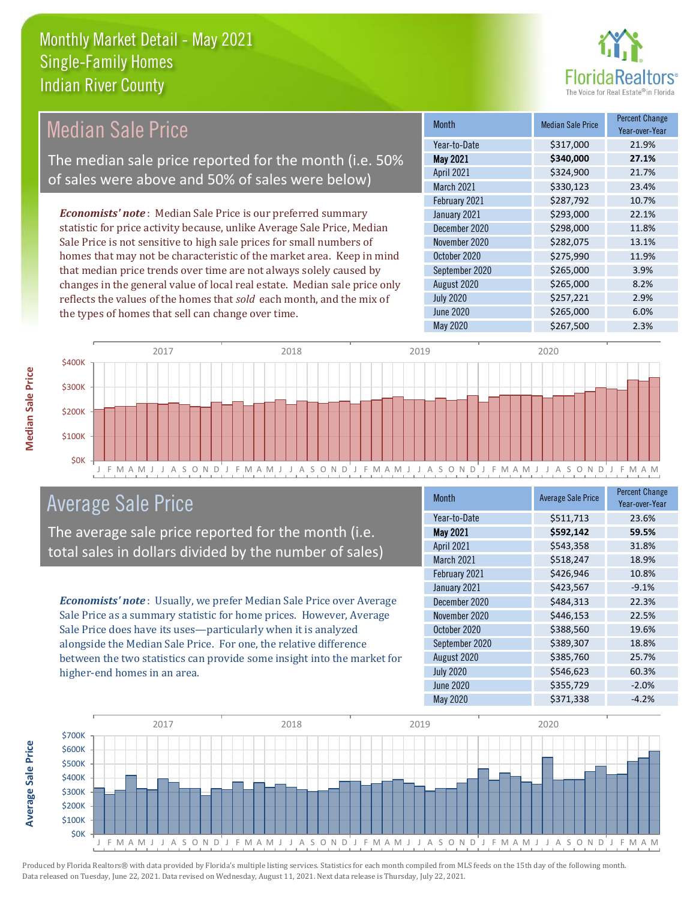# Monthly Market Detail - May 2021
## Single-Family Homes
## Indian River County

## Median Sale Price

The median sale price reported for the month (i.e. 50% of sales were above and 50% of sales were below)

*Economists' note*: Median Sale Price is our preferred summary statistic for price activity because, unlike Average Sale Price, Median Sale Price is not sensitive to high sale prices for small numbers of homes that may not be characteristic of the market area. Keep in mind that median price trends over time are not always solely caused by changes in the general value of local real estate. Median sale price only reflects the values of the homes that *sold* each month, and the mix of the types of homes that sell can change over time.

| Month | Median Sale Price | Percent Change Year-over-Year |
|---|---|---|
| Year-to-Date | $317,000 | 21.9% |
| **May 2021** | **$340,000** | **27.1%** |
| April 2021 | $324,900 | 21.7% |
| March 2021 | $330,123 | 23.4% |
| February 2021 | $287,792 | 10.7% |
| January 2021 | $293,000 | 22.1% |
| December 2020 | $298,000 | 11.8% |
| November 2020 | $282,075 | 13.1% |
| October 2020 | $275,990 | 11.9% |
| September 2020 | $265,000 | 3.9% |
| August 2020 | $265,000 | 8.2% |
| July 2020 | $257,221 | 2.9% |
| June 2020 | $265,000 | 6.0% |
| May 2020 | $267,500 | 2.3% |

## Average Sale Price

The average sale price reported for the month (i.e. total sales in dollars divided by the number of sales)

*Economists' note*: Usually, we prefer Median Sale Price over Average Sale Price as a summary statistic for home prices. However, Average Sale Price does have its uses—particularly when it is analyzed alongside the Median Sale Price. For one, the relative difference between the two statistics can provide some insight into the market for higher-end homes in an area.

| Month | Average Sale Price | Percent Change Year-over-Year |
|---|---|---|
| Year-to-Date | $511,713 | 23.6% |
| **May 2021** | **$592,142** | **59.5%** |
| April 2021 | $543,358 | 31.8% |
| March 2021 | $518,247 | 18.9% |
| February 2021 | $426,946 | 10.8% |
| January 2021 | $423,567 | -9.1% |
| December 2020 | $484,313 | 22.3% |
| November 2020 | $446,153 | 22.5% |
| October 2020 | $388,560 | 19.6% |
| September 2020 | $389,307 | 18.8% |
| August 2020 | $385,760 | 25.7% |
| July 2020 | $546,623 | 60.3% |
| June 2020 | $355,729 | -2.0% |
| May 2020 | $371,338 | -4.2% |

Produced by Florida Realtors® with data provided by Florida's multiple listing services. Statistics for each month compiled from MLS feeds on the 15th day of the following month. Data released on Tuesday, June 22, 2021. Data revised on Wednesday, August 11, 2021. Next data release is Thursday, July 22, 2021.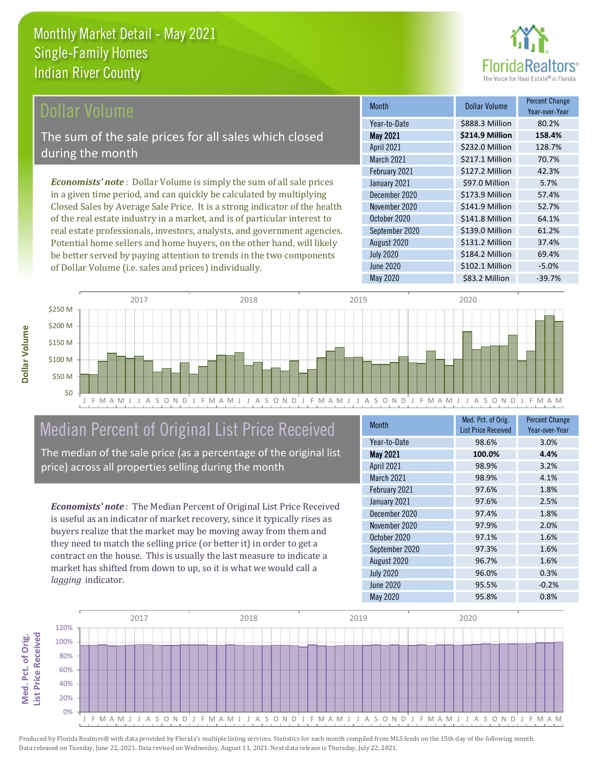# Monthly Market Detail - May 2021
## Single-Family Homes
## Indian River County

## Dollar Volume

The sum of the sale prices for all sales which closed during the month

*Economists' note*: Dollar Volume is simply the sum of all sale prices in a given time period, and can quickly be calculated by multiplying Closed Sales by Average Sale Price. It is a strong indicator of the health of the real estate industry in a market, and is of particular interest to real estate professionals, investors, analysts, and government agencies. Potential home sellers and home buyers, on the other hand, will likely be better served by paying attention to trends in the two components of Dollar Volume (i.e. sales and prices) individually.

| Month | Dollar Volume | Percent Change Year-over-Year |
|---|---|---|
| Year-to-Date | $888.3 Million | 80.2% |
| **May 2021** | **$214.9 Million** | **158.4%** |
| April 2021 | $232.0 Million | 128.7% |
| March 2021 | $217.1 Million | 70.7% |
| February 2021 | $127.2 Million | 42.3% |
| January 2021 | $97.0 Million | 5.7% |
| December 2020 | $173.9 Million | 57.4% |
| November 2020 | $141.9 Million | 52.7% |
| October 2020 | $141.8 Million | 64.1% |
| September 2020 | $139.0 Million | 61.2% |
| August 2020 | $131.2 Million | 37.4% |
| July 2020 | $184.2 Million | 69.4% |
| June 2020 | $102.1 Million | -5.0% |
| May 2020 | $83.2 Million | -39.7% |

## Median Percent of Original List Price Received

The median of the sale price (as a percentage of the original list price) across all properties selling during the month

*Economists' note*: The Median Percent of Original List Price Received is useful as an indicator of market recovery, since it typically rises as buyers realize that the market may be moving away from them and they need to match the selling price (or better it) in order to get a contract on the house. This is usually the last measure to indicate a market has shifted from down to up, so it is what we would call a *lagging* indicator.

| Month | Med. Pct. of Orig. List Price Received | Percent Change Year-over-Year |
|---|---|---|
| Year-to-Date | 98.6% | 3.0% |
| **May 2021** | **100.0%** | **4.4%** |
| April 2021 | 98.9% | 3.2% |
| March 2021 | 98.9% | 4.1% |
| February 2021 | 97.6% | 1.8% |
| January 2021 | 97.6% | 2.5% |
| December 2020 | 97.4% | 1.8% |
| November 2020 | 97.9% | 2.0% |
| October 2020 | 97.1% | 1.6% |
| September 2020 | 97.3% | 1.6% |
| August 2020 | 96.7% | 1.6% |
| July 2020 | 96.0% | 0.3% |
| June 2020 | 95.5% | -0.2% |
| May 2020 | 95.8% | 0.8% |

Produced by Florida Realtors® with data provided by Florida's multiple listing services. Statistics for each month compiled from MLS feeds on the 15th day of the following month. Data released on Tuesday, June 22, 2021. Data revised on Wednesday, August 11, 2021. Next data release is Thursday, July 22, 2021.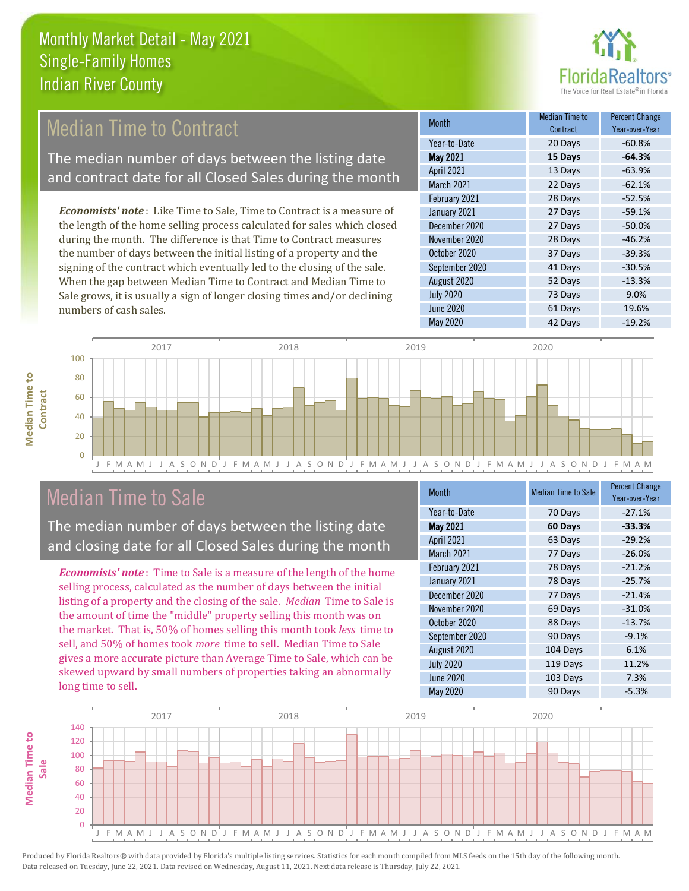# Monthly Market Detail - May 2021
## Single-Family Homes
## Indian River County

## Median Time to Contract

The median number of days between the listing date and contract date for all Closed Sales during the month

***Economists' note***: Like Time to Sale, Time to Contract is a measure of the length of the home selling process calculated for sales which closed during the month. The difference is that Time to Contract measures the number of days between the initial listing of a property and the signing of the contract which eventually led to the closing of the sale. When the gap between Median Time to Contract and Median Time to Sale grows, it is usually a sign of longer closing times and/or declining numbers of cash sales.

| Month | Median Time to Contract | Percent Change Year-over-Year |
|---|---|---|
| Year-to-Date | 20 Days | -60.8% |
| **May 2021** | **15 Days** | **-64.3%** |
| April 2021 | 13 Days | -63.9% |
| March 2021 | 22 Days | -62.1% |
| February 2021 | 28 Days | -52.5% |
| January 2021 | 27 Days | -59.1% |
| December 2020 | 27 Days | -50.0% |
| November 2020 | 28 Days | -46.2% |
| October 2020 | 37 Days | -39.3% |
| September 2020 | 41 Days | -30.5% |
| August 2020 | 52 Days | -13.3% |
| July 2020 | 73 Days | 9.0% |
| June 2020 | 61 Days | 19.6% |
| May 2020 | 42 Days | -19.2% |

## Median Time to Sale

The median number of days between the listing date and closing date for all Closed Sales during the month

***Economists' note***: Time to Sale is a measure of the length of the home selling process, calculated as the number of days between the initial listing of a property and the closing of the sale. *Median* Time to Sale is the amount of time the "middle" property selling this month was on the market. That is, 50% of homes selling this month took *less* time to sell, and 50% of homes took *more* time to sell. Median Time to Sale gives a more accurate picture than Average Time to Sale, which can be skewed upward by small numbers of properties taking an abnormally long time to sell.

| Month | Median Time to Sale | Percent Change Year-over-Year |
|---|---|---|
| Year-to-Date | 70 Days | -27.1% |
| **May 2021** | **60 Days** | **-33.3%** |
| April 2021 | 63 Days | -29.2% |
| March 2021 | 77 Days | -26.0% |
| February 2021 | 78 Days | -21.2% |
| January 2021 | 78 Days | -25.7% |
| December 2020 | 77 Days | -21.4% |
| November 2020 | 69 Days | -31.0% |
| October 2020 | 88 Days | -13.7% |
| September 2020 | 90 Days | -9.1% |
| August 2020 | 104 Days | 6.1% |
| July 2020 | 119 Days | 11.2% |
| June 2020 | 103 Days | 7.3% |
| May 2020 | 90 Days | -5.3% |

Produced by Florida Realtors® with data provided by Florida's multiple listing services. Statistics for each month compiled from MLS feeds on the 15th day of the following month. Data released on Tuesday, June 22, 2021. Data revised on Wednesday, August 11, 2021. Next data release is Thursday, July 22, 2021.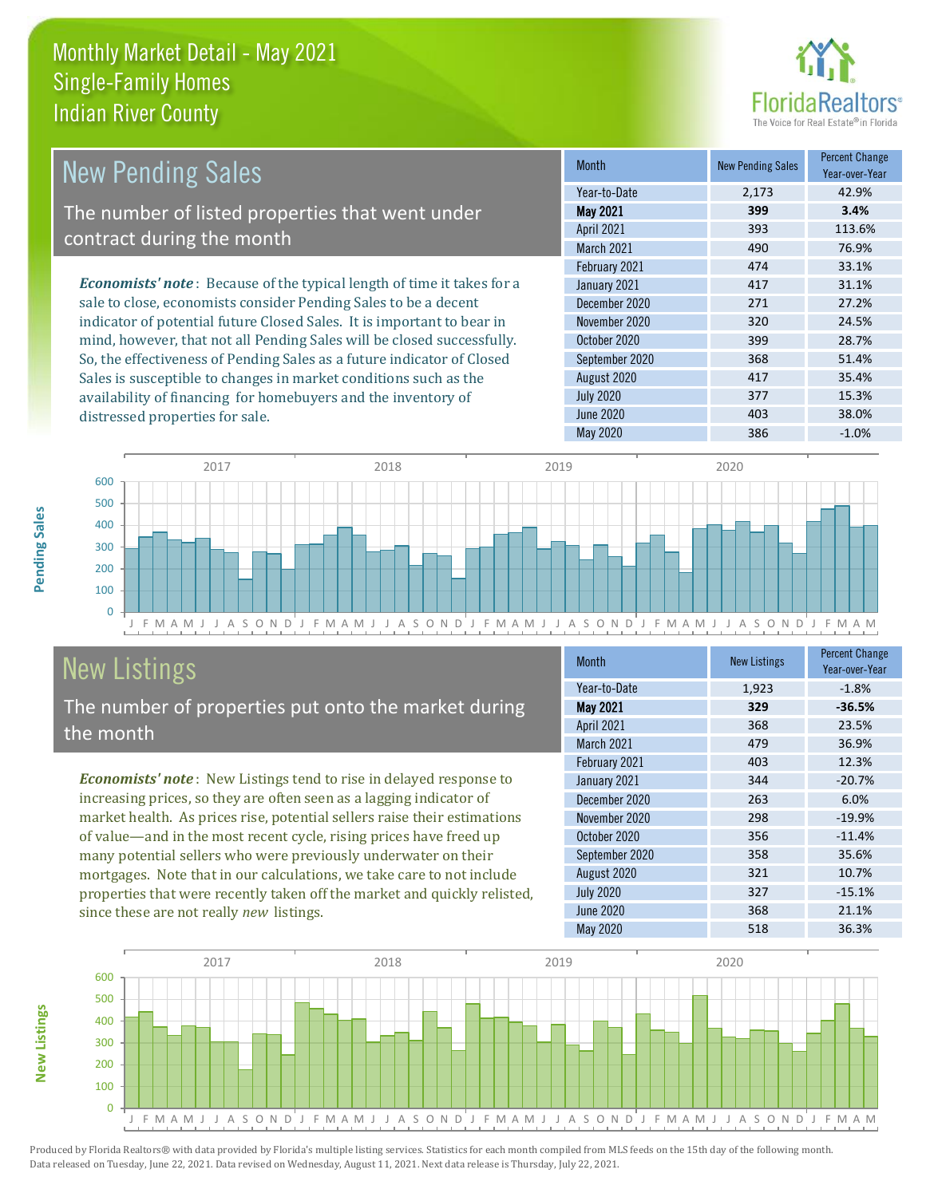# Monthly Market Detail - May 2021
## Single-Family Homes
## Indian River County

## New Pending Sales

The number of listed properties that went under contract during the month

*Economists' note*: Because of the typical length of time it takes for a sale to close, economists consider Pending Sales to be a decent indicator of potential future Closed Sales. It is important to bear in mind, however, that not all Pending Sales will be closed successfully. So, the effectiveness of Pending Sales as a future indicator of Closed Sales is susceptible to changes in market conditions such as the availability of financing for homebuyers and the inventory of distressed properties for sale.

| Month | New Pending Sales | Percent Change Year-over-Year |
|---|---|---|
| Year-to-Date | 2,173 | 42.9% |
| **May 2021** | **399** | **3.4%** |
| April 2021 | 393 | 113.6% |
| March 2021 | 490 | 76.9% |
| February 2021 | 474 | 33.1% |
| January 2021 | 417 | 31.1% |
| December 2020 | 271 | 27.2% |
| November 2020 | 320 | 24.5% |
| October 2020 | 399 | 28.7% |
| September 2020 | 368 | 51.4% |
| August 2020 | 417 | 35.4% |
| July 2020 | 377 | 15.3% |
| June 2020 | 403 | 38.0% |
| May 2020 | 386 | -1.0% |

## New Listings

The number of properties put onto the market during the month

*Economists' note*: New Listings tend to rise in delayed response to increasing prices, so they are often seen as a lagging indicator of market health. As prices rise, potential sellers raise their estimations of value—and in the most recent cycle, rising prices have freed up many potential sellers who were previously underwater on their mortgages. Note that in our calculations, we take care to not include properties that were recently taken off the market and quickly relisted, since these are not really *new* listings.

| Month | New Listings | Percent Change Year-over-Year |
|---|---|---|
| Year-to-Date | 1,923 | -1.8% |
| **May 2021** | **329** | **-36.5%** |
| April 2021 | 368 | 23.5% |
| March 2021 | 479 | 36.9% |
| February 2021 | 403 | 12.3% |
| January 2021 | 344 | -20.7% |
| December 2020 | 263 | 6.0% |
| November 2020 | 298 | -19.9% |
| October 2020 | 356 | -11.4% |
| September 2020 | 358 | 35.6% |
| August 2020 | 321 | 10.7% |
| July 2020 | 327 | -15.1% |
| June 2020 | 368 | 21.1% |
| May 2020 | 518 | 36.3% |

Produced by Florida Realtors® with data provided by Florida's multiple listing services. Statistics for each month compiled from MLS feeds on the 15th day of the following month. Data released on Tuesday, June 22, 2021. Data revised on Wednesday, August 11, 2021. Next data release is Thursday, July 22, 2021.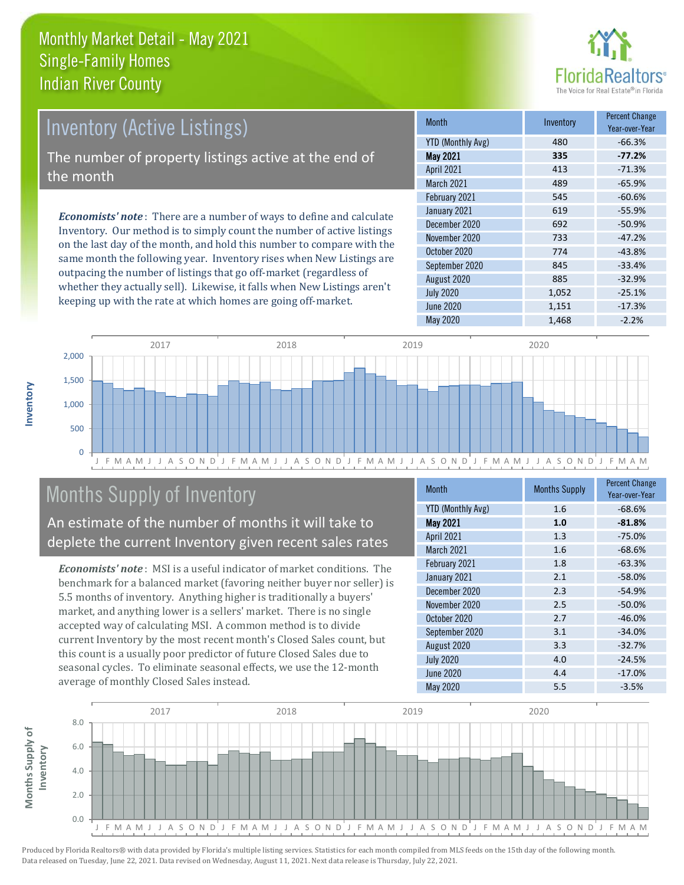# Monthly Market Detail - May 2021
## Single-Family Homes
## Indian River County

## Inventory (Active Listings)

The number of property listings active at the end of the month

*Economists' note*: There are a number of ways to define and calculate Inventory. Our method is to simply count the number of active listings on the last day of the month, and hold this number to compare with the same month the following year. Inventory rises when New Listings are outpacing the number of listings that go off-market (regardless of whether they actually sell). Likewise, it falls when New Listings aren't keeping up with the rate at which homes are going off-market.

| Month | Inventory | Percent Change Year-over-Year |
|---|---|---|
| YTD (Monthly Avg) | 480 | -66.3% |
| **May 2021** | **335** | **-77.2%** |
| April 2021 | 413 | -71.3% |
| March 2021 | 489 | -65.9% |
| February 2021 | 545 | -60.6% |
| January 2021 | 619 | -55.9% |
| December 2020 | 692 | -50.9% |
| November 2020 | 733 | -47.2% |
| October 2020 | 774 | -43.8% |
| September 2020 | 845 | -33.4% |
| August 2020 | 885 | -32.9% |
| July 2020 | 1,052 | -25.1% |
| June 2020 | 1,151 | -17.3% |
| May 2020 | 1,468 | -2.2% |

## Months Supply of Inventory

An estimate of the number of months it will take to deplete the current Inventory given recent sales rates

*Economists' note*: MSI is a useful indicator of market conditions. The benchmark for a balanced market (favoring neither buyer nor seller) is 5.5 months of inventory. Anything higher is traditionally a buyers' market, and anything lower is a sellers' market. There is no single accepted way of calculating MSI. A common method is to divide current Inventory by the most recent month's Closed Sales count, but this count is a usually poor predictor of future Closed Sales due to seasonal cycles. To eliminate seasonal effects, we use the 12-month average of monthly Closed Sales instead.

| Month | Months Supply | Percent Change Year-over-Year |
|---|---|---|
| YTD (Monthly Avg) | 1.6 | -68.6% |
| **May 2021** | **1.0** | **-81.8%** |
| April 2021 | 1.3 | -75.0% |
| March 2021 | 1.6 | -68.6% |
| February 2021 | 1.8 | -63.3% |
| January 2021 | 2.1 | -58.0% |
| December 2020 | 2.3 | -54.9% |
| November 2020 | 2.5 | -50.0% |
| October 2020 | 2.7 | -46.0% |
| September 2020 | 3.1 | -34.0% |
| August 2020 | 3.3 | -32.7% |
| July 2020 | 4.0 | -24.5% |
| June 2020 | 4.4 | -17.0% |
| May 2020 | 5.5 | -3.5% |

Produced by Florida Realtors® with data provided by Florida's multiple listing services. Statistics for each month compiled from MLS feeds on the 15th day of the following month. Data released on Tuesday, June 22, 2021. Data revised on Wednesday, August 11, 2021. Next data release is Thursday, July 22, 2021.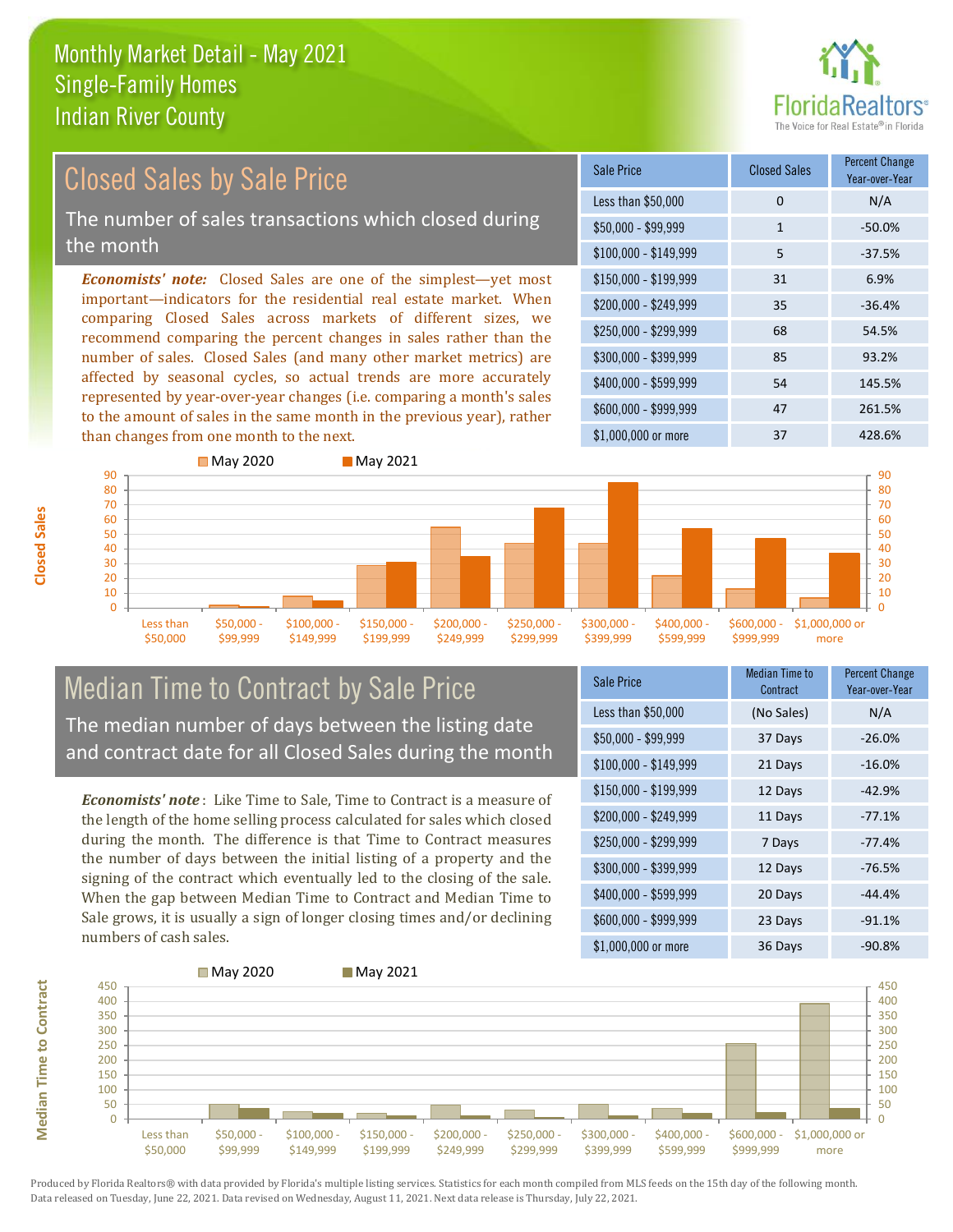# Monthly Market Detail - May 2021
## Single-Family Homes
## Indian River County

## Closed Sales by Sale Price

The number of sales transactions which closed during the month

*Economists' note:* Closed Sales are one of the simplest—yet most important—indicators for the residential real estate market. When comparing Closed Sales across markets of different sizes, we recommend comparing the percent changes in sales rather than the number of sales. Closed Sales (and many other market metrics) are affected by seasonal cycles, so actual trends are more accurately represented by year-over-year changes (i.e. comparing a month's sales to the amount of sales in the same month in the previous year), rather than changes from one month to the next.

| Sale Price | Closed Sales | Percent Change Year-over-Year |
|---|---|---|
| Less than $50,000 | 0 | N/A |
| $50,000 - $99,999 | 1 | -50.0% |
| $100,000 - $149,999 | 5 | -37.5% |
| $150,000 - $199,999 | 31 | 6.9% |
| $200,000 - $249,999 | 35 | -36.4% |
| $250,000 - $299,999 | 68 | 54.5% |
| $300,000 - $399,999 | 85 | 93.2% |
| $400,000 - $599,999 | 54 | 145.5% |
| $600,000 - $999,999 | 47 | 261.5% |
| $1,000,000 or more | 37 | 428.6% |

## Median Time to Contract by Sale Price

The median number of days between the listing date and contract date for all Closed Sales during the month

*Economists' note*: Like Time to Sale, Time to Contract is a measure of the length of the home selling process calculated for sales which closed during the month. The difference is that Time to Contract measures the number of days between the initial listing of a property and the signing of the contract which eventually led to the closing of the sale. When the gap between Median Time to Contract and Median Time to Sale grows, it is usually a sign of longer closing times and/or declining numbers of cash sales.

| Sale Price | Median Time to Contract | Percent Change Year-over-Year |
|---|---|---|
| Less than $50,000 | (No Sales) | N/A |
| $50,000 - $99,999 | 37 Days | -26.0% |
| $100,000 - $149,999 | 21 Days | -16.0% |
| $150,000 - $199,999 | 12 Days | -42.9% |
| $200,000 - $249,999 | 11 Days | -77.1% |
| $250,000 - $299,999 | 7 Days | -77.4% |
| $300,000 - $399,999 | 12 Days | -76.5% |
| $400,000 - $599,999 | 20 Days | -44.4% |
| $600,000 - $999,999 | 23 Days | -91.1% |
| $1,000,000 or more | 36 Days | -90.8% |

Produced by Florida Realtors® with data provided by Florida's multiple listing services. Statistics for each month compiled from MLS feeds on the 15th day of the following month. Data released on Tuesday, June 22, 2021. Data revised on Wednesday, August 11, 2021. Next data release is Thursday, July 22, 2021.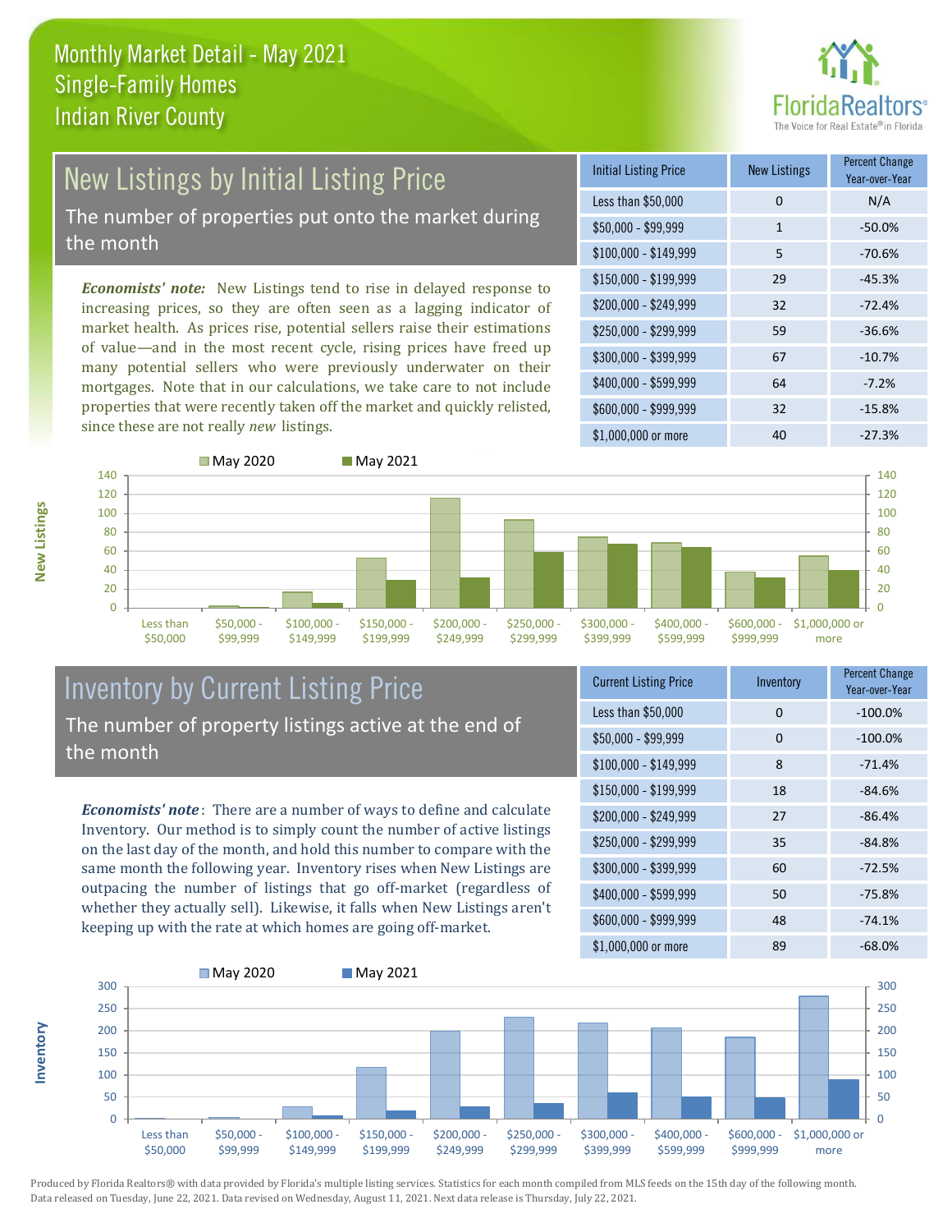# Monthly Market Detail - May 2021
## Single-Family Homes
## Indian River County

## New Listings by Initial Listing Price

The number of properties put onto the market during the month

*Economists' note:* New Listings tend to rise in delayed response to increasing prices, so they are often seen as a lagging indicator of market health. As prices rise, potential sellers raise their estimations of value—and in the most recent cycle, rising prices have freed up many potential sellers who were previously underwater on their mortgages. Note that in our calculations, we take care to not include properties that were recently taken off the market and quickly relisted, since these are not really *new* listings.

| Initial Listing Price | New Listings | Percent Change Year-over-Year |
|---|---|---|
| Less than $50,000 | 0 | N/A |
| $50,000 - $99,999 | 1 | -50.0% |
| $100,000 - $149,999 | 5 | -70.6% |
| $150,000 - $199,999 | 29 | -45.3% |
| $200,000 - $249,999 | 32 | -72.4% |
| $250,000 - $299,999 | 59 | -36.6% |
| $300,000 - $399,999 | 67 | -10.7% |
| $400,000 - $599,999 | 64 | -7.2% |
| $600,000 - $999,999 | 32 | -15.8% |
| $1,000,000 or more | 40 | -27.3% |

## Inventory by Current Listing Price

The number of property listings active at the end of the month

*Economists' note*: There are a number of ways to define and calculate Inventory. Our method is to simply count the number of active listings on the last day of the month, and hold this number to compare with the same month the following year. Inventory rises when New Listings are outpacing the number of listings that go off-market (regardless of whether they actually sell). Likewise, it falls when New Listings aren't keeping up with the rate at which homes are going off-market.

| Current Listing Price | Inventory | Percent Change Year-over-Year |
|---|---|---|
| Less than $50,000 | 0 | -100.0% |
| $50,000 - $99,999 | 0 | -100.0% |
| $100,000 - $149,999 | 8 | -71.4% |
| $150,000 - $199,999 | 18 | -84.6% |
| $200,000 - $249,999 | 27 | -86.4% |
| $250,000 - $299,999 | 35 | -84.8% |
| $300,000 - $399,999 | 60 | -72.5% |
| $400,000 - $599,999 | 50 | -75.8% |
| $600,000 - $999,999 | 48 | -74.1% |
| $1,000,000 or more | 89 | -68.0% |

Produced by Florida Realtors® with data provided by Florida's multiple listing services. Statistics for each month compiled from MLS feeds on the 15th day of the following month. Data released on Tuesday, June 22, 2021. Data revised on Wednesday, August 11, 2021. Next data release is Thursday, July 22, 2021.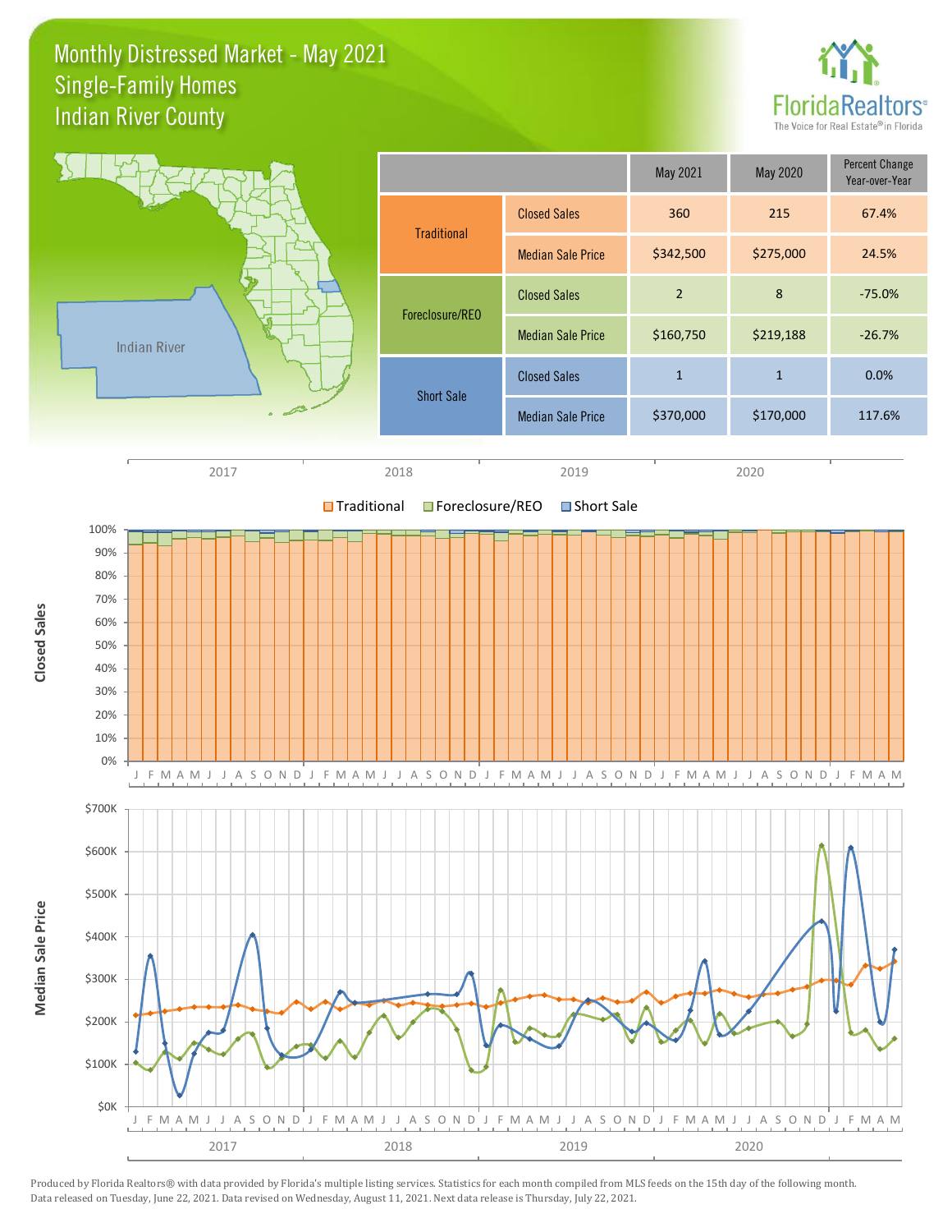# Monthly Distressed Market - May 2021
## Single-Family Homes
## Indian River County

FloridaRealtors®
The Voice for Real Estate® in Florida

Indian River

| | | May 2021 | May 2020 | Percent Change Year-over-Year |
|---|---|---|---|---|
| Traditional | Closed Sales | 360 | 215 | 67.4% |
| | Median Sale Price | $342,500 | $275,000 | 24.5% |
| Foreclosure/REO | Closed Sales | 2 | 8 | -75.0% |
| | Median Sale Price | $160,750 | $219,188 | -26.7% |
| Short Sale | Closed Sales | 1 | 1 | 0.0% |
| | Median Sale Price | $370,000 | $170,000 | 117.6% |

2017 2018 2019 2020

Traditional Foreclosure/REO Short Sale

Closed Sales

100% 90% 80% 70% 60% 50% 40% 30% 20% 10% 0%

J F M A M J J A S O N D J F M A M J J A S O N D J F M A M J J A S O N D J F M A M J J A S O N D J F M A M

Median Sale Price

$700K $600K $500K $400K $300K $200K $100K $0K

J F M A M J J A S O N D J F M A M J J A S O N D J F M A M J J A S O N D J F M A M J J A S O N D J F M A M

2017 2018 2019 2020

Produced by Florida Realtors® with data provided by Florida's multiple listing services. Statistics for each month compiled from MLS feeds on the 15th day of the following month. Data released on Tuesday, June 22, 2021. Data revised on Wednesday, August 11, 2021. Next data release is Thursday, July 22, 2021.